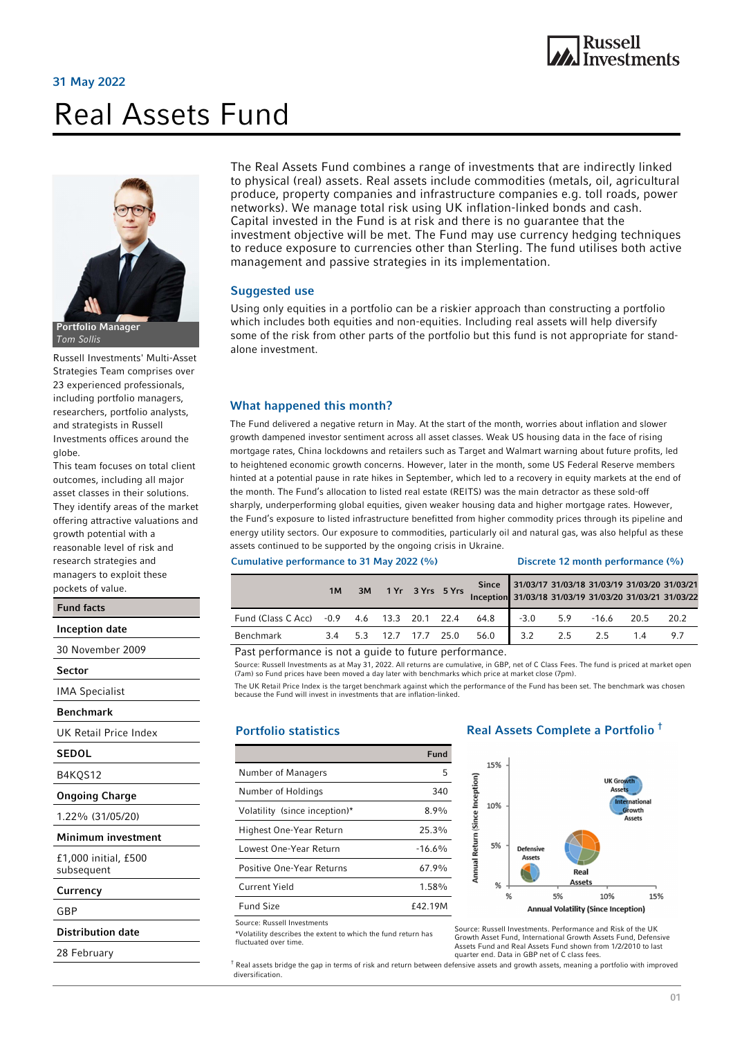31 May 2022

# Real Assets Fund

**Portfolio Manager**
*Tom Sollis*

Russell Investments' Multi-Asset Strategies Team comprises over 23 experienced professionals, including portfolio managers, researchers, portfolio analysts, and strategists in Russell Investments offices around the globe.
This team focuses on total client outcomes, including all major asset classes in their solutions. They identify areas of the market offering attractive valuations and growth potential with a reasonable level of risk and research strategies and managers to exploit these pockets of value.

| Fund facts |
|---|
| **Inception date** |
| 30 November 2009 |
| **Sector** |
| IMA Specialist |
| **Benchmark** |
| UK Retail Price Index |
| **SEDOL** |
| B4KQS12 |
| **Ongoing Charge** |
| 1.22% (31/05/20) |
| **Minimum investment** |
| £1,000 initial, £500 subsequent |
| **Currency** |
| GBP |
| **Distribution date** |
| 28 February |

The Real Assets Fund combines a range of investments that are indirectly linked to physical (real) assets. Real assets include commodities (metals, oil, agricultural produce, property companies and infrastructure companies e.g. toll roads, power networks). We manage total risk using UK inflation-linked bonds and cash. Capital invested in the Fund is at risk and there is no guarantee that the investment objective will be met. The Fund may use currency hedging techniques to reduce exposure to currencies other than Sterling. The fund utilises both active management and passive strategies in its implementation.

## Suggested use

Using only equities in a portfolio can be a riskier approach than constructing a portfolio which includes both equities and non-equities. Including real assets will help diversify some of the risk from other parts of the portfolio but this fund is not appropriate for stand-alone investment.

## What happened this month?

The Fund delivered a negative return in May. At the start of the month, worries about inflation and slower growth dampened investor sentiment across all asset classes. Weak US housing data in the face of rising mortgage rates, China lockdowns and retailers such as Target and Walmart warning about future profits, led to heightened economic growth concerns. However, later in the month, some US Federal Reserve members hinted at a potential pause in rate hikes in September, which led to a recovery in equity markets at the end of the month. The Fund's allocation to listed real estate (REITS) was the main detractor as these sold-off sharply, underperforming global equities, given weaker housing data and higher mortgage rates. However, the Fund's exposure to listed infrastructure benefitted from higher commodity prices through its pipeline and energy utility sectors. Our exposure to commodities, particularly oil and natural gas, was also helpful as these assets continued to be supported by the ongoing crisis in Ukraine.

**Cumulative performance to 31 May 2022 (%)** | **Discrete 12 month performance (%)**

| | 1M | 3M | 1 Yr | 3 Yrs | 5 Yrs | Since Inception | 31/03/17 31/03/18 | 31/03/18 31/03/19 | 31/03/19 31/03/20 | 31/03/20 31/03/21 | 31/03/21 31/03/22 |
|---|---|---|---|---|---|---|---|---|---|---|---|
| Fund (Class C Acc) | -0.9 | 4.6 | 13.3 | 20.1 | 22.4 | 64.8 | -3.0 | 5.9 | -16.6 | 20.5 | 20.2 |
| Benchmark | 3.4 | 5.3 | 12.7 | 17.7 | 25.0 | 56.0 | 3.2 | 2.5 | 2.5 | 1.4 | 9.7 |

Past performance is not a guide to future performance.

Source: Russell Investments as at May 31, 2022. All returns are cumulative, in GBP, net of C Class Fees. The fund is priced at market open (7am) so Fund prices have been moved a day later with benchmarks which price at market close (7pm).

The UK Retail Price Index is the target benchmark against which the performance of the Fund has been set. The benchmark was chosen because the Fund will invest in investments that are inflation-linked.

## Portfolio statistics

| | Fund |
|---|---|
| Number of Managers | 5 |
| Number of Holdings | 340 |
| Volatility (since inception)* | 8.9% |
| Highest One-Year Return | 25.3% |
| Lowest One-Year Return | -16.6% |
| Positive One-Year Returns | 67.9% |
| Current Yield | 1.58% |
| Fund Size | £42.19M |

Source: Russell Investments

*Volatility describes the extent to which the fund return has fluctuated over time.

## Real Assets Complete a Portfolio †

Source: Russell Investments. Performance and Risk of the UK Growth Asset Fund, International Growth Assets Fund, Defensive Assets Fund and Real Assets Fund shown from 1/2/2010 to last quarter end. Data in GBP net of C class fees.

† Real assets bridge the gap in terms of risk and return between defensive assets and growth assets, meaning a portfolio with improved diversification.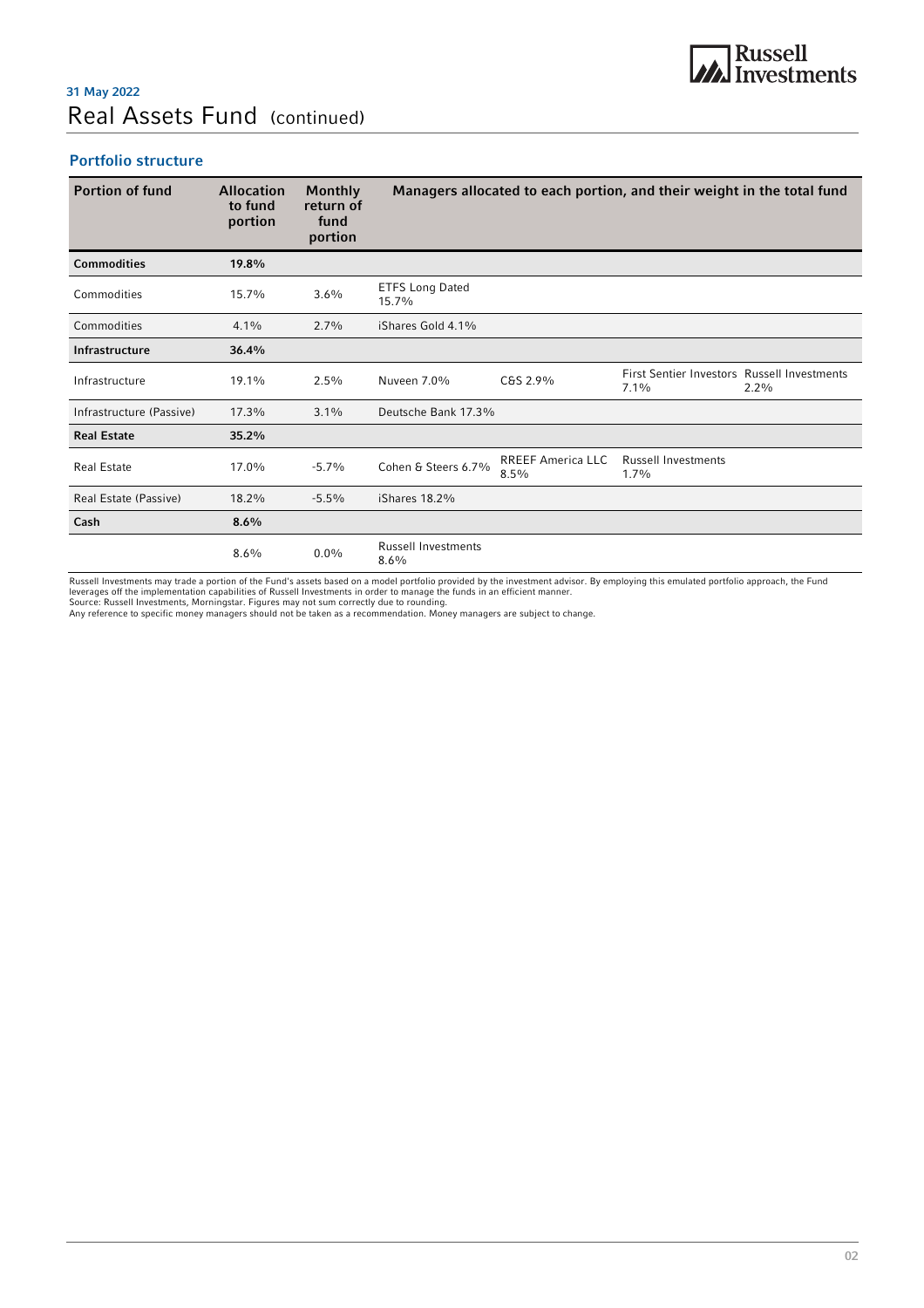**31 May 2022**

# Real Assets Fund (continued)

## Portfolio structure

| Portion of fund | Allocation to fund portion | Monthly return of fund portion | Managers allocated to each portion, and their weight in the total fund | | | |
|---|---|---|---|---|---|---|
| **Commodities** | **19.8%** | | | | | |
| Commodities | 15.7% | 3.6% | ETFS Long Dated 15.7% | | | |
| Commodities | 4.1% | 2.7% | iShares Gold 4.1% | | | |
| **Infrastructure** | **36.4%** | | | | | |
| Infrastructure | 19.1% | 2.5% | Nuveen 7.0% | C&S 2.9% | First Sentier Investors 7.1% | Russell Investments 2.2% |
| Infrastructure (Passive) | 17.3% | 3.1% | Deutsche Bank 17.3% | | | |
| **Real Estate** | **35.2%** | | | | | |
| Real Estate | 17.0% | -5.7% | Cohen & Steers 6.7% | RREEF America LLC 8.5% | Russell Investments 1.7% | |
| Real Estate (Passive) | 18.2% | -5.5% | iShares 18.2% | | | |
| **Cash** | **8.6%** | | | | | |
| | 8.6% | 0.0% | Russell Investments 8.6% | | | |

Russell Investments may trade a portion of the Fund's assets based on a model portfolio provided by the investment advisor. By employing this emulated portfolio approach, the Fund leverages off the implementation capabilities of Russell Investments in order to manage the funds in an efficient manner.
Source: Russell Investments, Morningstar. Figures may not sum correctly due to rounding.
Any reference to specific money managers should not be taken as a recommendation. Money managers are subject to change.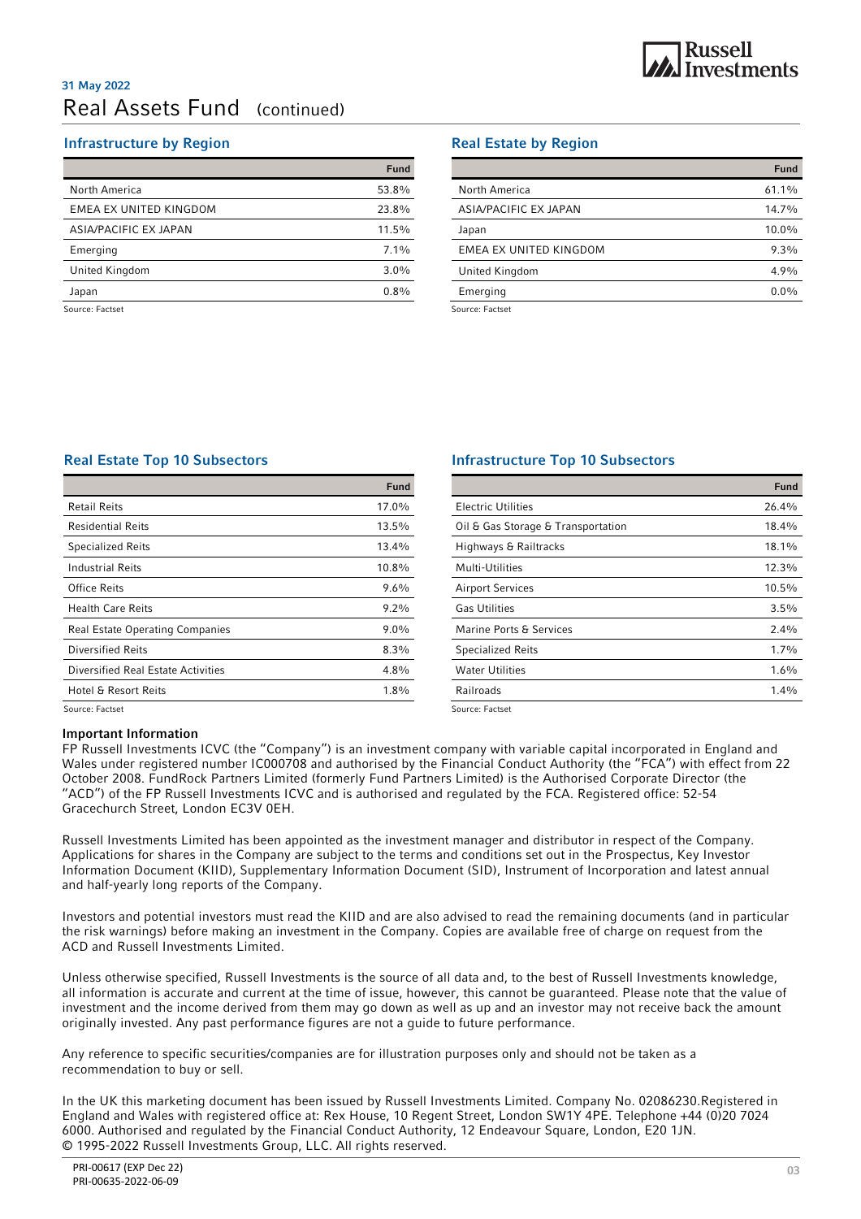31 May 2022

# Real Assets Fund (continued)

## Infrastructure by Region

| | Fund |
|---|---|
| North America | 53.8% |
| EMEA EX UNITED KINGDOM | 23.8% |
| ASIA/PACIFIC EX JAPAN | 11.5% |
| Emerging | 7.1% |
| United Kingdom | 3.0% |
| Japan | 0.8% |

Source: Factset

## Real Estate by Region

| | Fund |
|---|---|
| North America | 61.1% |
| ASIA/PACIFIC EX JAPAN | 14.7% |
| Japan | 10.0% |
| EMEA EX UNITED KINGDOM | 9.3% |
| United Kingdom | 4.9% |
| Emerging | 0.0% |

Source: Factset

## Real Estate Top 10 Subsectors

| | Fund |
|---|---|
| Retail Reits | 17.0% |
| Residential Reits | 13.5% |
| Specialized Reits | 13.4% |
| Industrial Reits | 10.8% |
| Office Reits | 9.6% |
| Health Care Reits | 9.2% |
| Real Estate Operating Companies | 9.0% |
| Diversified Reits | 8.3% |
| Diversified Real Estate Activities | 4.8% |
| Hotel & Resort Reits | 1.8% |

Source: Factset

## Infrastructure Top 10 Subsectors

| | Fund |
|---|---|
| Electric Utilities | 26.4% |
| Oil & Gas Storage & Transportation | 18.4% |
| Highways & Railtracks | 18.1% |
| Multi-Utilities | 12.3% |
| Airport Services | 10.5% |
| Gas Utilities | 3.5% |
| Marine Ports & Services | 2.4% |
| Specialized Reits | 1.7% |
| Water Utilities | 1.6% |
| Railroads | 1.4% |

Source: Factset

**Important Information**

FP Russell Investments ICVC (the "Company") is an investment company with variable capital incorporated in England and Wales under registered number IC000708 and authorised by the Financial Conduct Authority (the "FCA") with effect from 22 October 2008. FundRock Partners Limited (formerly Fund Partners Limited) is the Authorised Corporate Director (the "ACD") of the FP Russell Investments ICVC and is authorised and regulated by the FCA. Registered office: 52-54 Gracechurch Street, London EC3V 0EH.

Russell Investments Limited has been appointed as the investment manager and distributor in respect of the Company. Applications for shares in the Company are subject to the terms and conditions set out in the Prospectus, Key Investor Information Document (KIID), Supplementary Information Document (SID), Instrument of Incorporation and latest annual and half-yearly long reports of the Company.

Investors and potential investors must read the KIID and are also advised to read the remaining documents (and in particular the risk warnings) before making an investment in the Company. Copies are available free of charge on request from the ACD and Russell Investments Limited.

Unless otherwise specified, Russell Investments is the source of all data and, to the best of Russell Investments knowledge, all information is accurate and current at the time of issue, however, this cannot be guaranteed. Please note that the value of investment and the income derived from them may go down as well as up and an investor may not receive back the amount originally invested. Any past performance figures are not a guide to future performance.

Any reference to specific securities/companies are for illustration purposes only and should not be taken as a recommendation to buy or sell.

In the UK this marketing document has been issued by Russell Investments Limited. Company No. 02086230.Registered in England and Wales with registered office at: Rex House, 10 Regent Street, London SW1Y 4PE. Telephone +44 (0)20 7024 6000. Authorised and regulated by the Financial Conduct Authority, 12 Endeavour Square, London, E20 1JN.
© 1995-2022 Russell Investments Group, LLC. All rights reserved.

PRI-00617 (EXP Dec 22)
PRI-00635-2022-06-09